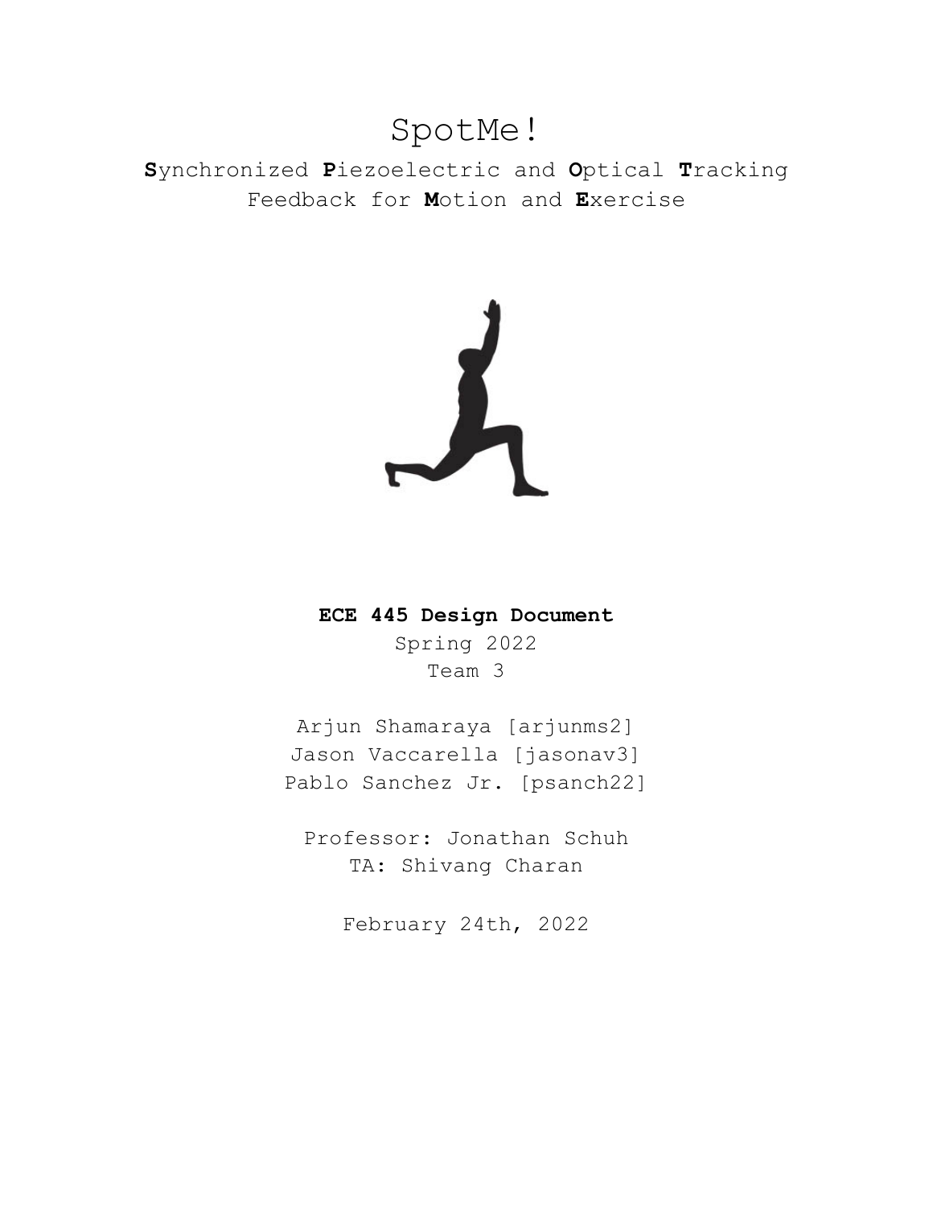# SpotMe!

**S**ynchronized **P**iezoelectric and **O**ptical **T**racking Feedback for **M**otion and **E**xercise

**ECE 445 Design Document**

Spring 2022

Team 3

Arjun Shamaraya [arjunms2]
Jason Vaccarella [jasonav3]
Pablo Sanchez Jr. [psanch22]

Professor: Jonathan Schuh
TA: Shivang Charan

February 24th, 2022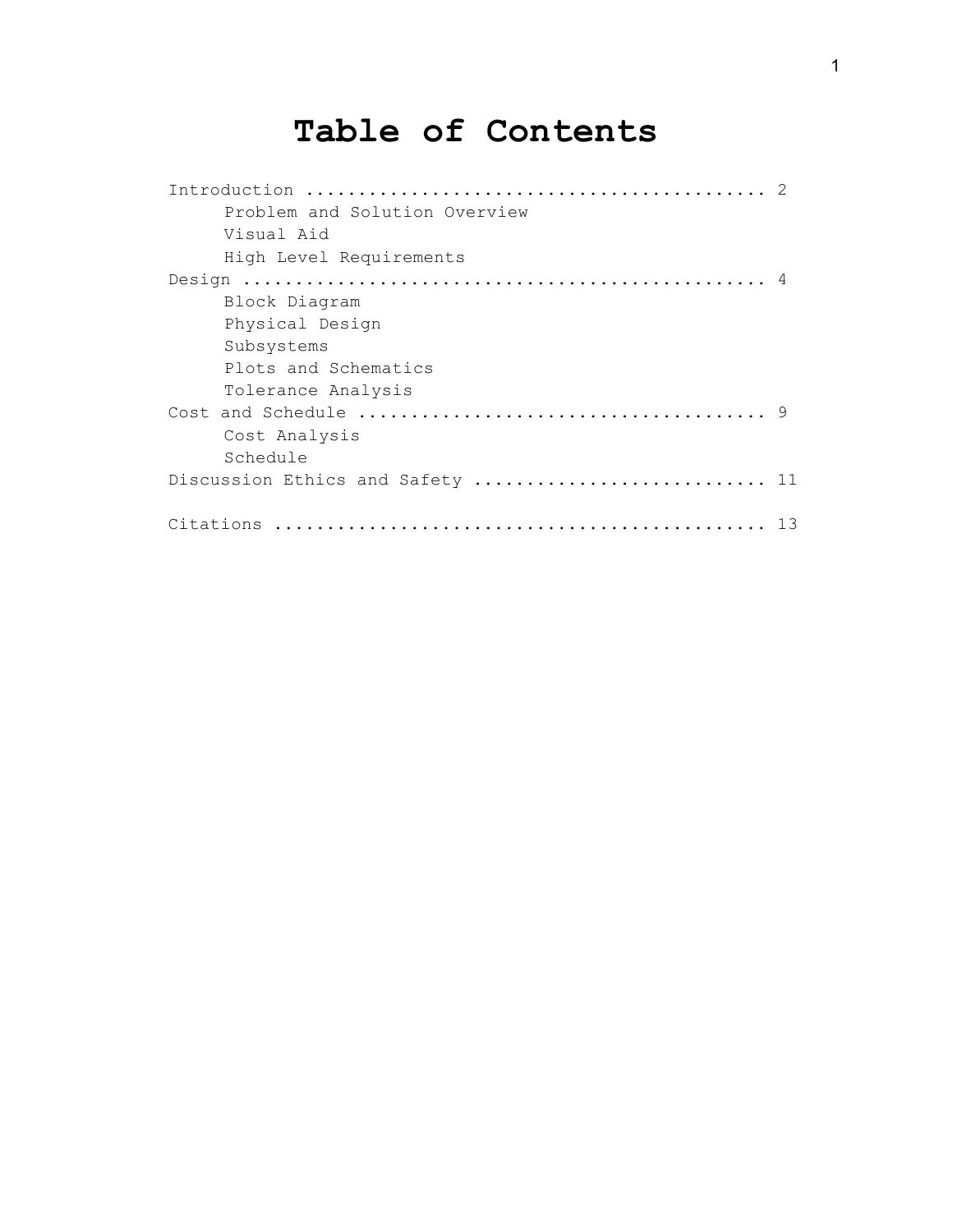# Table of Contents

Introduction .......................................... 2
- Problem and Solution Overview
- Visual Aid
- High Level Requirements

Design ................................................ 4
- Block Diagram
- Physical Design
- Subsystems
- Plots and Schematics
- Tolerance Analysis

Cost and Schedule ..................................... 9
- Cost Analysis
- Schedule

Discussion Ethics and Safety .......................... 11

Citations ............................................. 13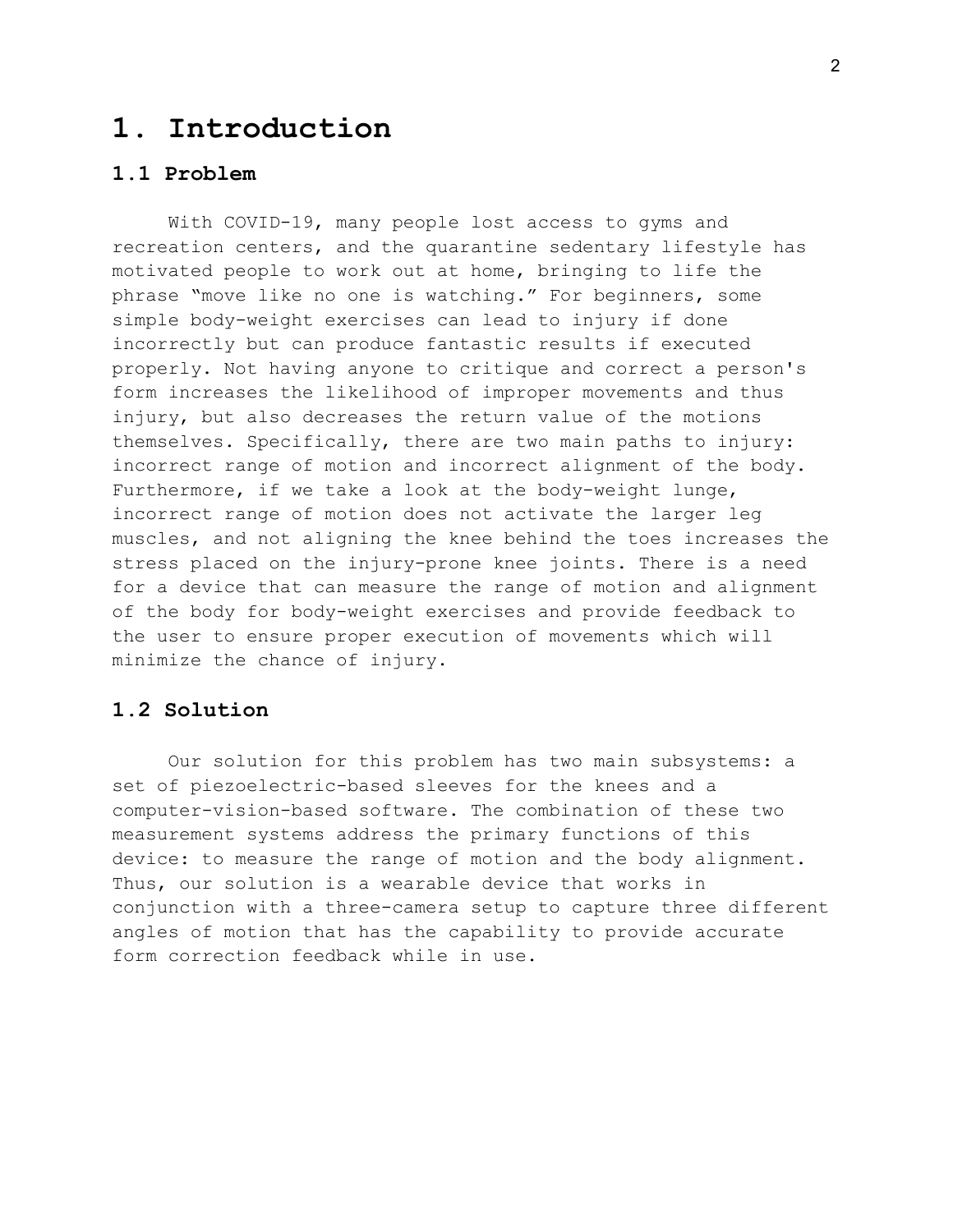# 1. Introduction

## 1.1 Problem

With COVID-19, many people lost access to gyms and recreation centers, and the quarantine sedentary lifestyle has motivated people to work out at home, bringing to life the phrase "move like no one is watching." For beginners, some simple body-weight exercises can lead to injury if done incorrectly but can produce fantastic results if executed properly. Not having anyone to critique and correct a person's form increases the likelihood of improper movements and thus injury, but also decreases the return value of the motions themselves. Specifically, there are two main paths to injury: incorrect range of motion and incorrect alignment of the body. Furthermore, if we take a look at the body-weight lunge, incorrect range of motion does not activate the larger leg muscles, and not aligning the knee behind the toes increases the stress placed on the injury-prone knee joints. There is a need for a device that can measure the range of motion and alignment of the body for body-weight exercises and provide feedback to the user to ensure proper execution of movements which will minimize the chance of injury.

## 1.2 Solution

Our solution for this problem has two main subsystems: a set of piezoelectric-based sleeves for the knees and a computer-vision-based software. The combination of these two measurement systems address the primary functions of this device: to measure the range of motion and the body alignment. Thus, our solution is a wearable device that works in conjunction with a three-camera setup to capture three different angles of motion that has the capability to provide accurate form correction feedback while in use.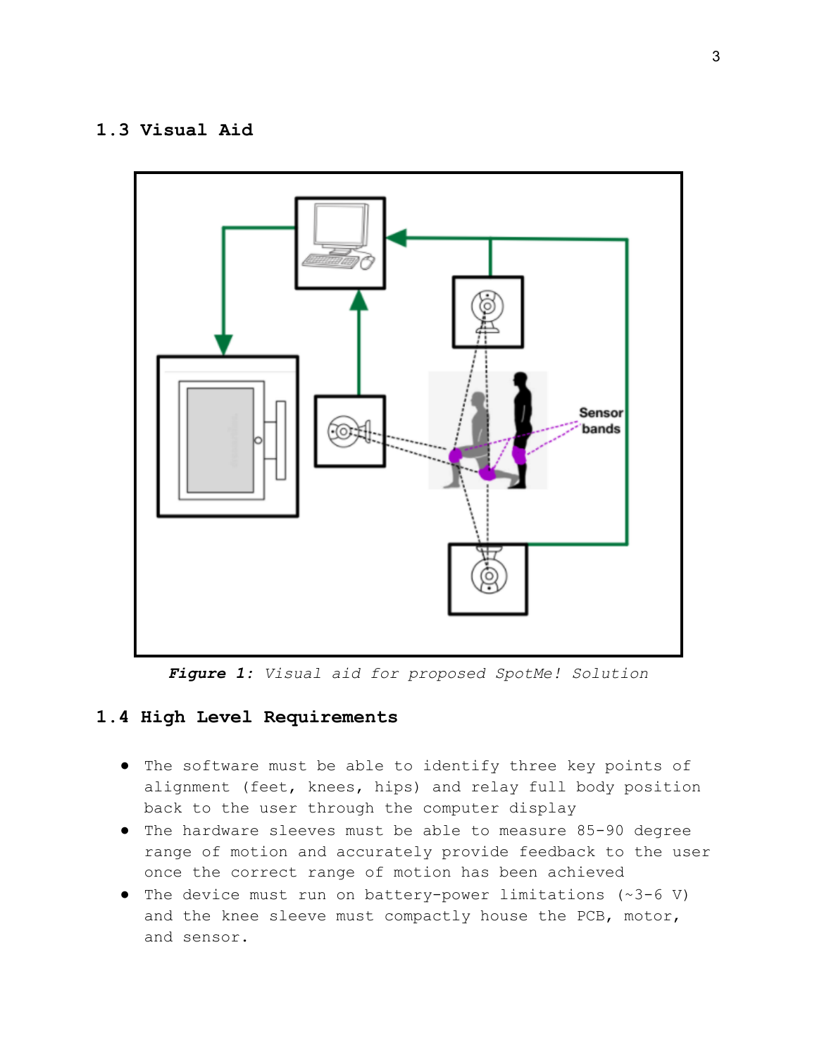## 1.3 Visual Aid

***Figure 1:*** *Visual aid for proposed SpotMe! Solution*

## 1.4 High Level Requirements

- The software must be able to identify three key points of alignment (feet, knees, hips) and relay full body position back to the user through the computer display
- The hardware sleeves must be able to measure 85-90 degree range of motion and accurately provide feedback to the user once the correct range of motion has been achieved
- The device must run on battery-power limitations (~3-6 V) and the knee sleeve must compactly house the PCB, motor, and sensor.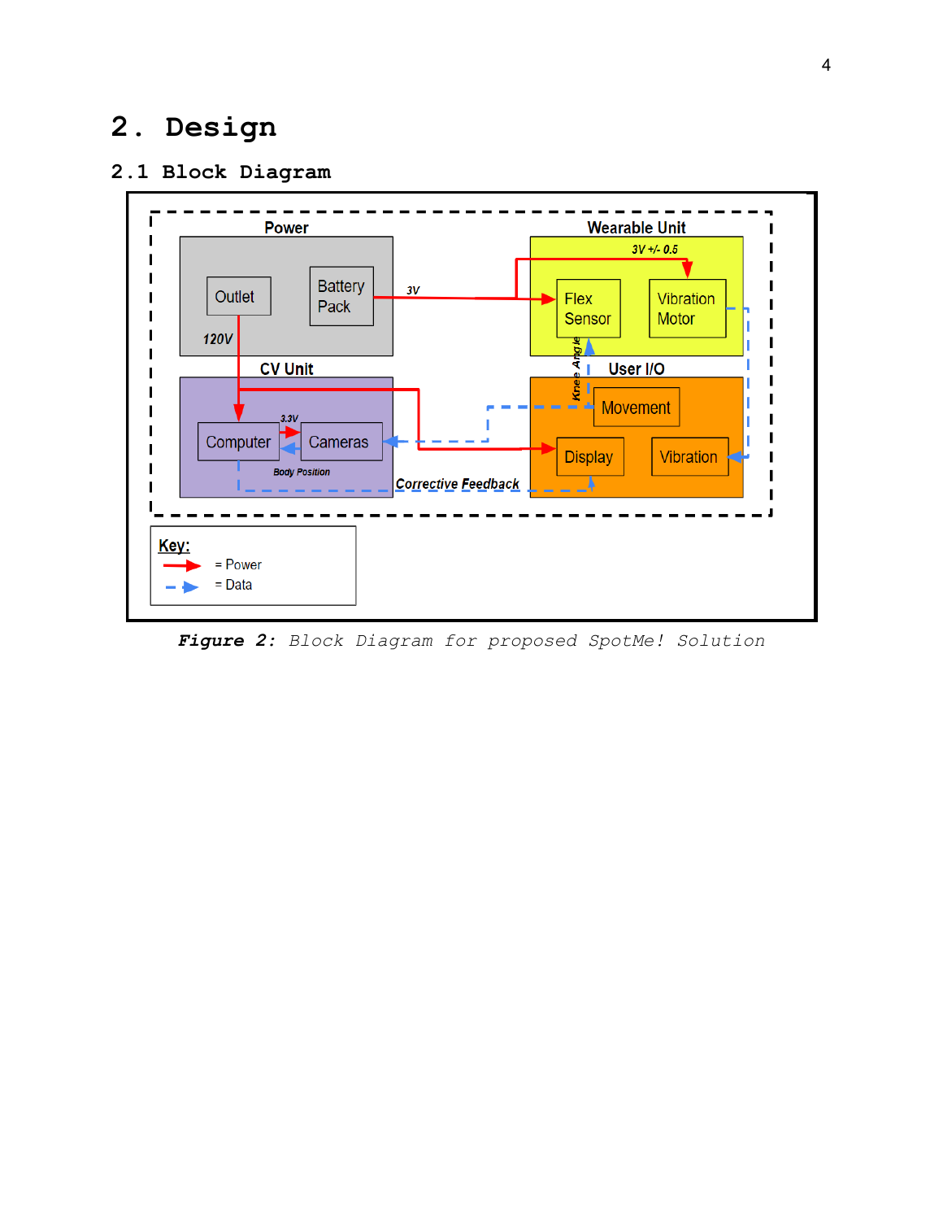# 2. Design

## 2.1 Block Diagram

***Figure 2:*** *Block Diagram for proposed SpotMe! Solution*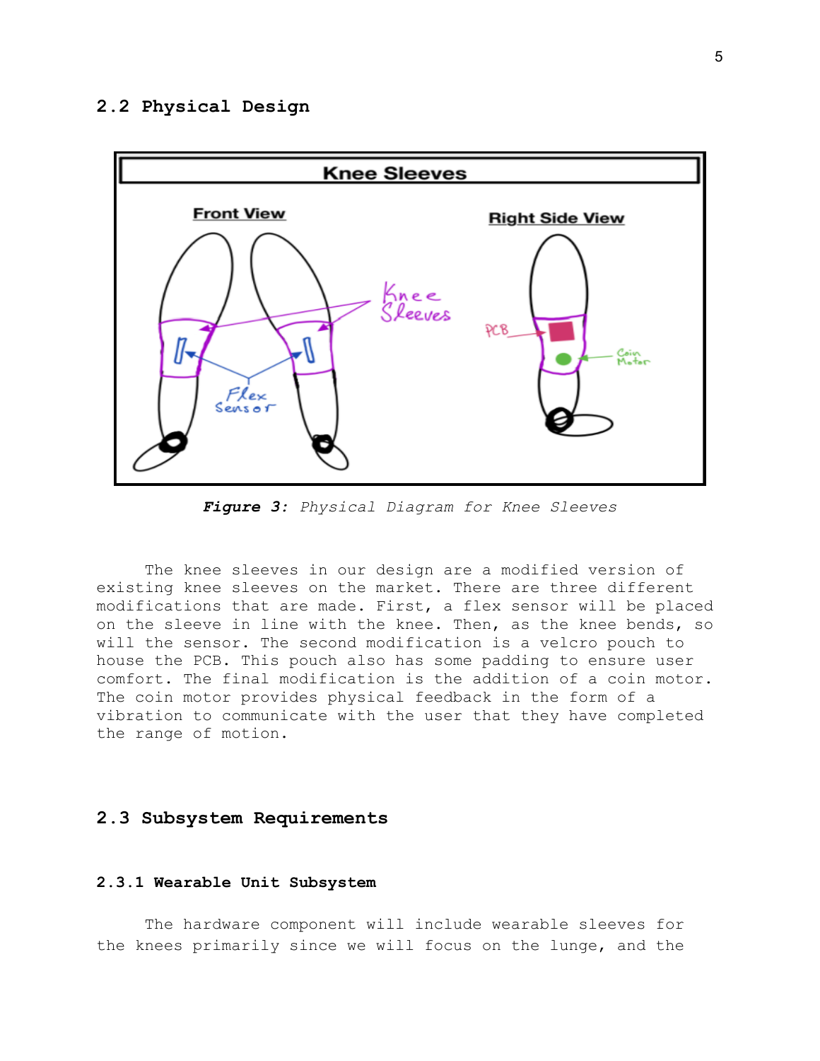## 2.2 Physical Design

*Figure 3: Physical Diagram for Knee Sleeves*

The knee sleeves in our design are a modified version of existing knee sleeves on the market. There are three different modifications that are made. First, a flex sensor will be placed on the sleeve in line with the knee. Then, as the knee bends, so will the sensor. The second modification is a velcro pouch to house the PCB. This pouch also has some padding to ensure user comfort. The final modification is the addition of a coin motor. The coin motor provides physical feedback in the form of a vibration to communicate with the user that they have completed the range of motion.

## 2.3 Subsystem Requirements

### 2.3.1 Wearable Unit Subsystem

The hardware component will include wearable sleeves for the knees primarily since we will focus on the lunge, and the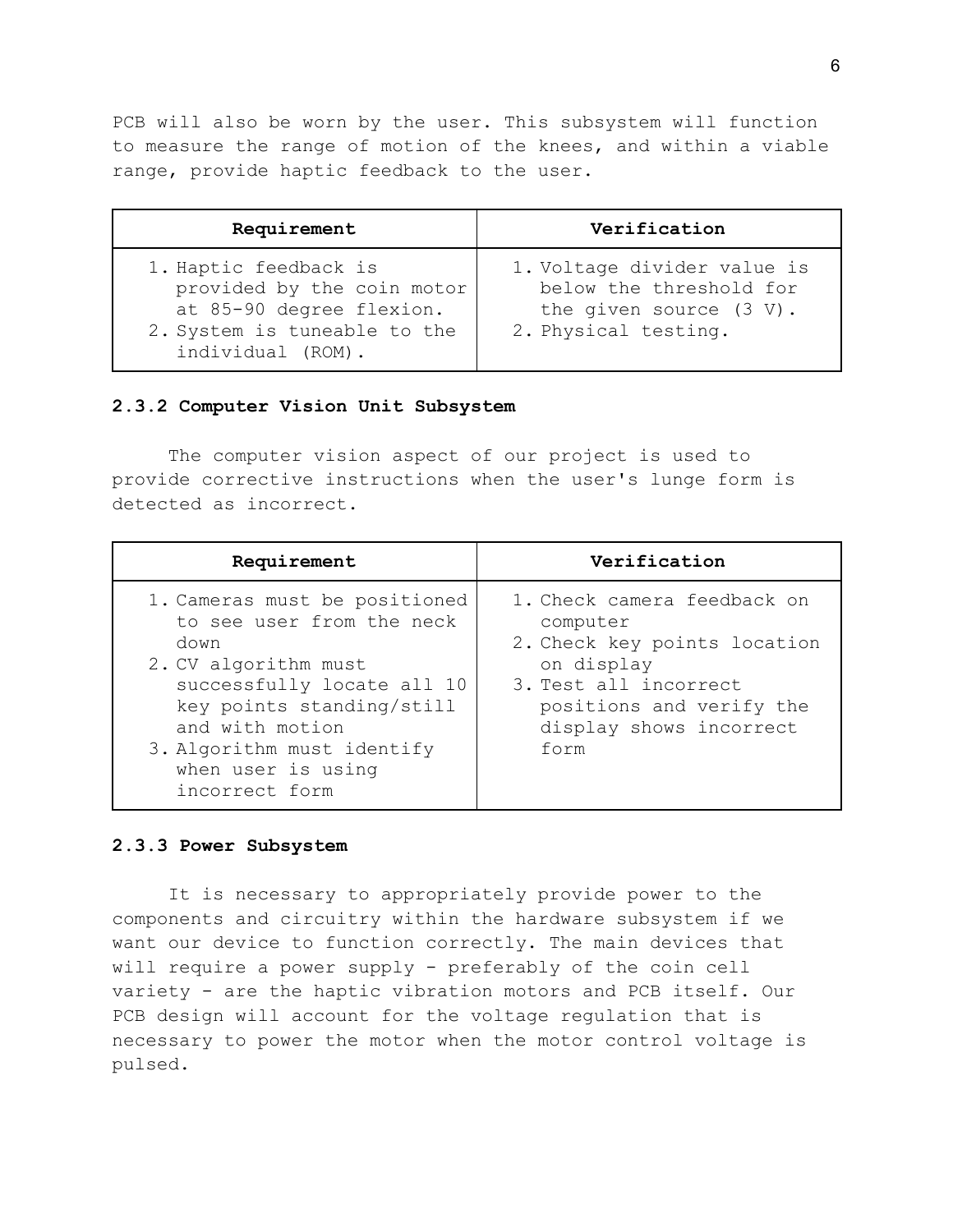PCB will also be worn by the user. This subsystem will function to measure the range of motion of the knees, and within a viable range, provide haptic feedback to the user.

| Requirement | Verification |
| --- | --- |
| 1. Haptic feedback is provided by the coin motor at 85-90 degree flexion.<br>2. System is tuneable to the individual (ROM). | 1. Voltage divider value is below the threshold for the given source (3 V).<br>2. Physical testing. |

### 2.3.2 Computer Vision Unit Subsystem

The computer vision aspect of our project is used to provide corrective instructions when the user's lunge form is detected as incorrect.

| Requirement | Verification |
| --- | --- |
| 1. Cameras must be positioned to see user from the neck down<br>2. CV algorithm must successfully locate all 10 key points standing/still and with motion<br>3. Algorithm must identify when user is using incorrect form | 1. Check camera feedback on computer<br>2. Check key points location on display<br>3. Test all incorrect positions and verify the display shows incorrect form |

### 2.3.3 Power Subsystem

It is necessary to appropriately provide power to the components and circuitry within the hardware subsystem if we want our device to function correctly. The main devices that will require a power supply - preferably of the coin cell variety - are the haptic vibration motors and PCB itself. Our PCB design will account for the voltage regulation that is necessary to power the motor when the motor control voltage is pulsed.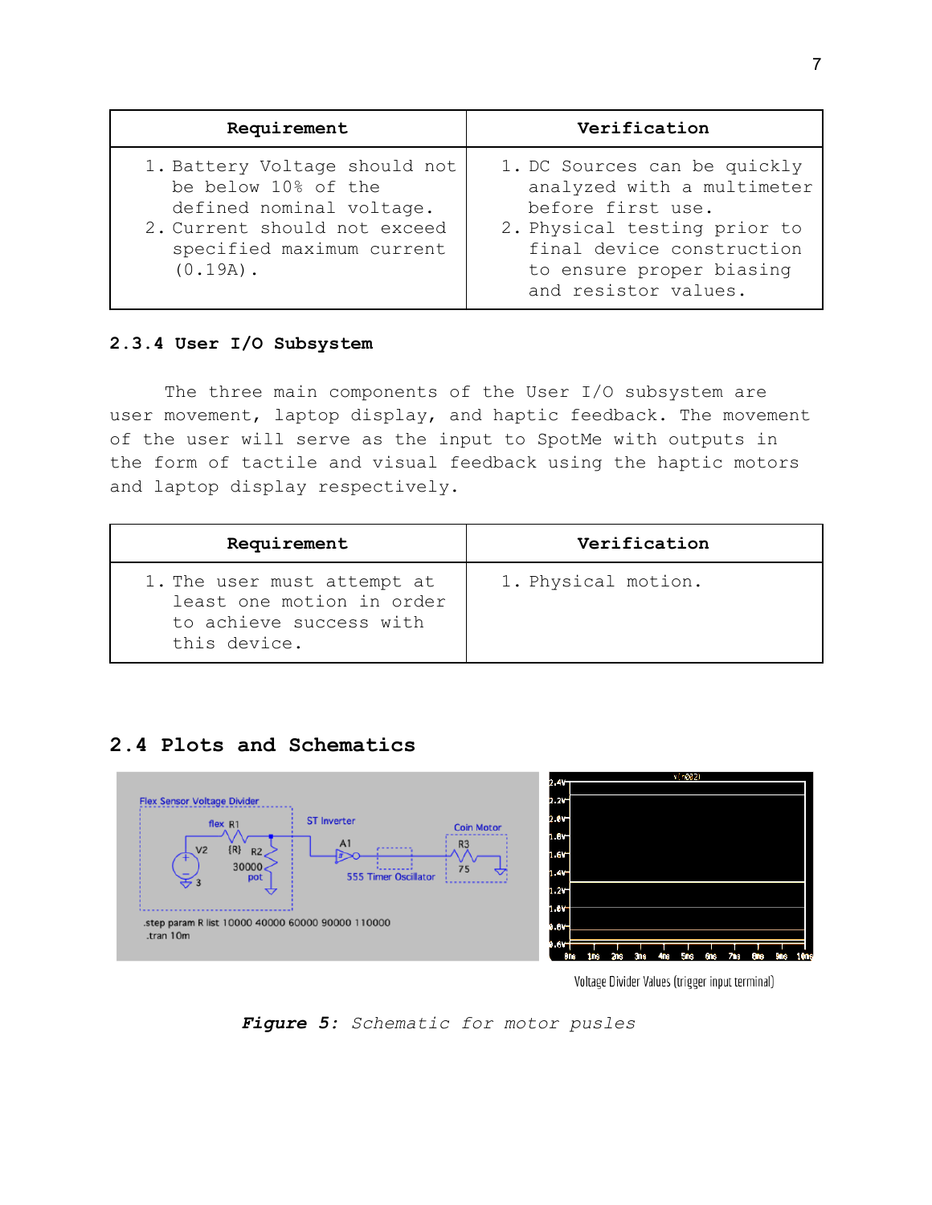| Requirement | Verification |
| --- | --- |
| 1. Battery Voltage should not be below 10% of the defined nominal voltage.<br>2. Current should not exceed specified maximum current (0.19A). | 1. DC Sources can be quickly analyzed with a multimeter before first use.<br>2. Physical testing prior to final device construction to ensure proper biasing and resistor values. |

### 2.3.4 User I/O Subsystem

The three main components of the User I/O subsystem are user movement, laptop display, and haptic feedback. The movement of the user will serve as the input to SpotMe with outputs in the form of tactile and visual feedback using the haptic motors and laptop display respectively.

| Requirement | Verification |
| --- | --- |
| 1. The user must attempt at least one motion in order to achieve success with this device. | 1. Physical motion. |

## 2.4 Plots and Schematics

Voltage Divider Values (trigger input terminal)

***Figure 5:*** *Schematic for motor pusles*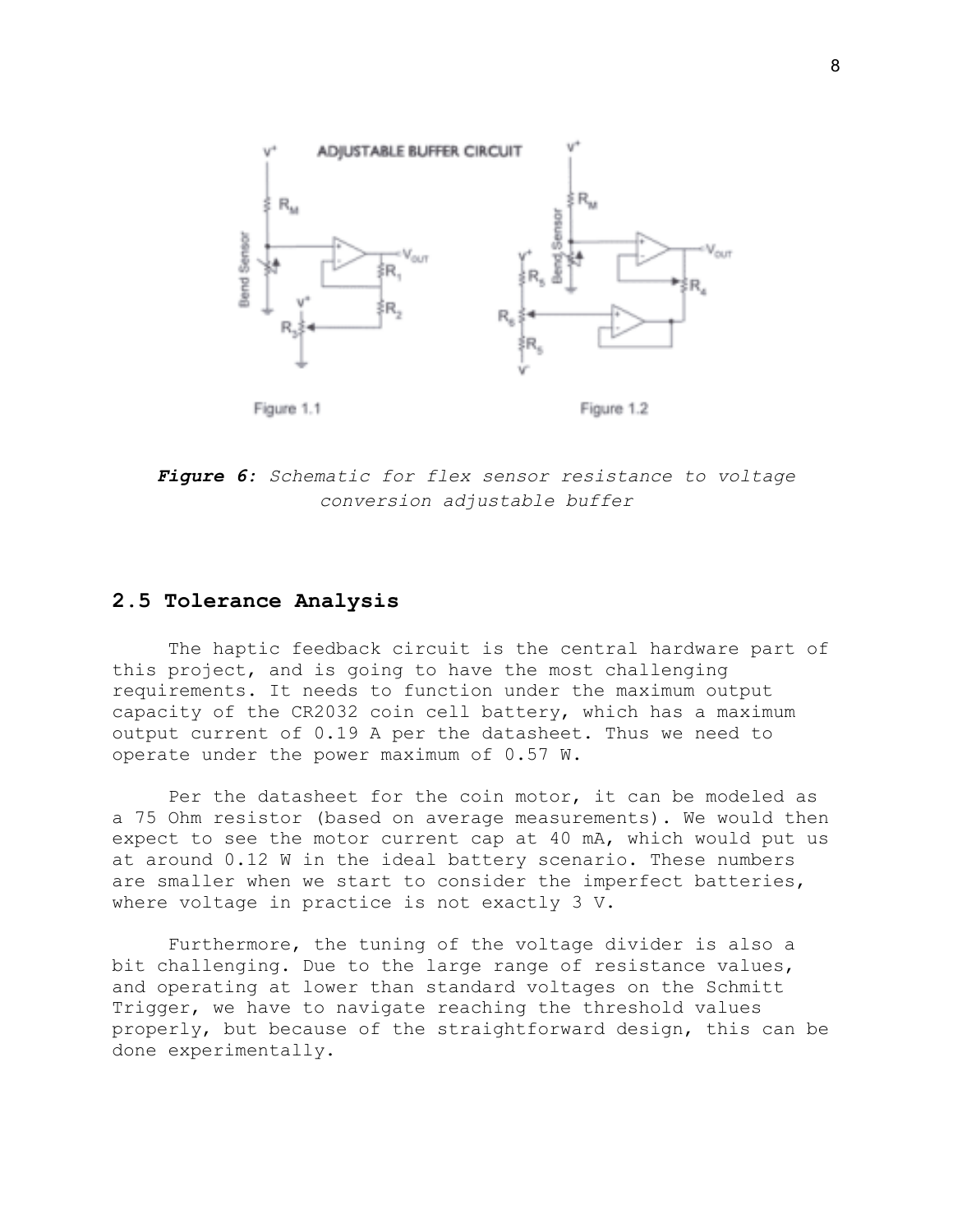*Figure 6:* *Schematic for flex sensor resistance to voltage conversion adjustable buffer*

## 2.5 Tolerance Analysis

The haptic feedback circuit is the central hardware part of this project, and is going to have the most challenging requirements. It needs to function under the maximum output capacity of the CR2032 coin cell battery, which has a maximum output current of 0.19 A per the datasheet. Thus we need to operate under the power maximum of 0.57 W.

Per the datasheet for the coin motor, it can be modeled as a 75 Ohm resistor (based on average measurements). We would then expect to see the motor current cap at 40 mA, which would put us at around 0.12 W in the ideal battery scenario. These numbers are smaller when we start to consider the imperfect batteries, where voltage in practice is not exactly 3 V.

Furthermore, the tuning of the voltage divider is also a bit challenging. Due to the large range of resistance values, and operating at lower than standard voltages on the Schmitt Trigger, we have to navigate reaching the threshold values properly, but because of the straightforward design, this can be done experimentally.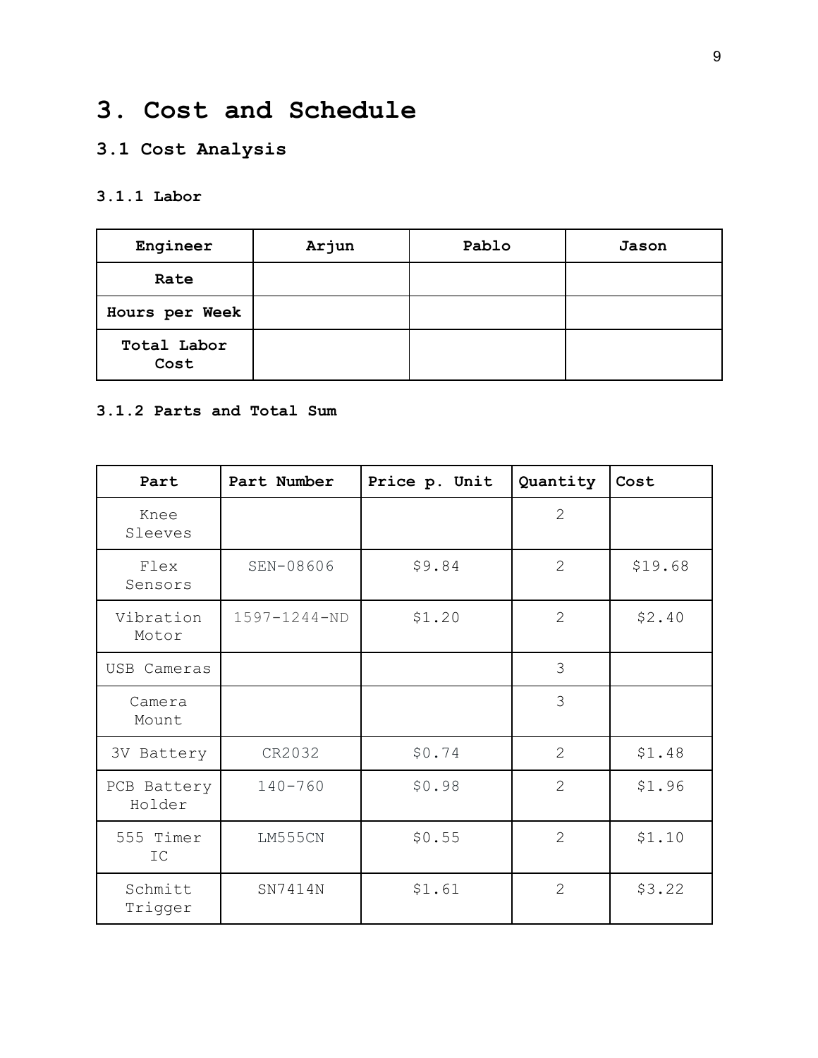# 3. Cost and Schedule

## 3.1 Cost Analysis

### 3.1.1 Labor

| Engineer | Arjun | Pablo | Jason |
|---|---|---|---|
| Rate | | | |
| Hours per Week | | | |
| Total Labor Cost | | | |

### 3.1.2 Parts and Total Sum

| Part | Part Number | Price p. Unit | Quantity | Cost |
|---|---|---|---|---|
| Knee Sleeves | | | 2 | |
| Flex Sensors | SEN-08606 | $9.84 | 2 | $19.68 |
| Vibration Motor | 1597-1244-ND | $1.20 | 2 | $2.40 |
| USB Cameras | | | 3 | |
| Camera Mount | | | 3 | |
| 3V Battery | CR2032 | $0.74 | 2 | $1.48 |
| PCB Battery Holder | 140-760 | $0.98 | 2 | $1.96 |
| 555 Timer IC | LM555CN | $0.55 | 2 | $1.10 |
| Schmitt Trigger | SN7414N | $1.61 | 2 | $3.22 |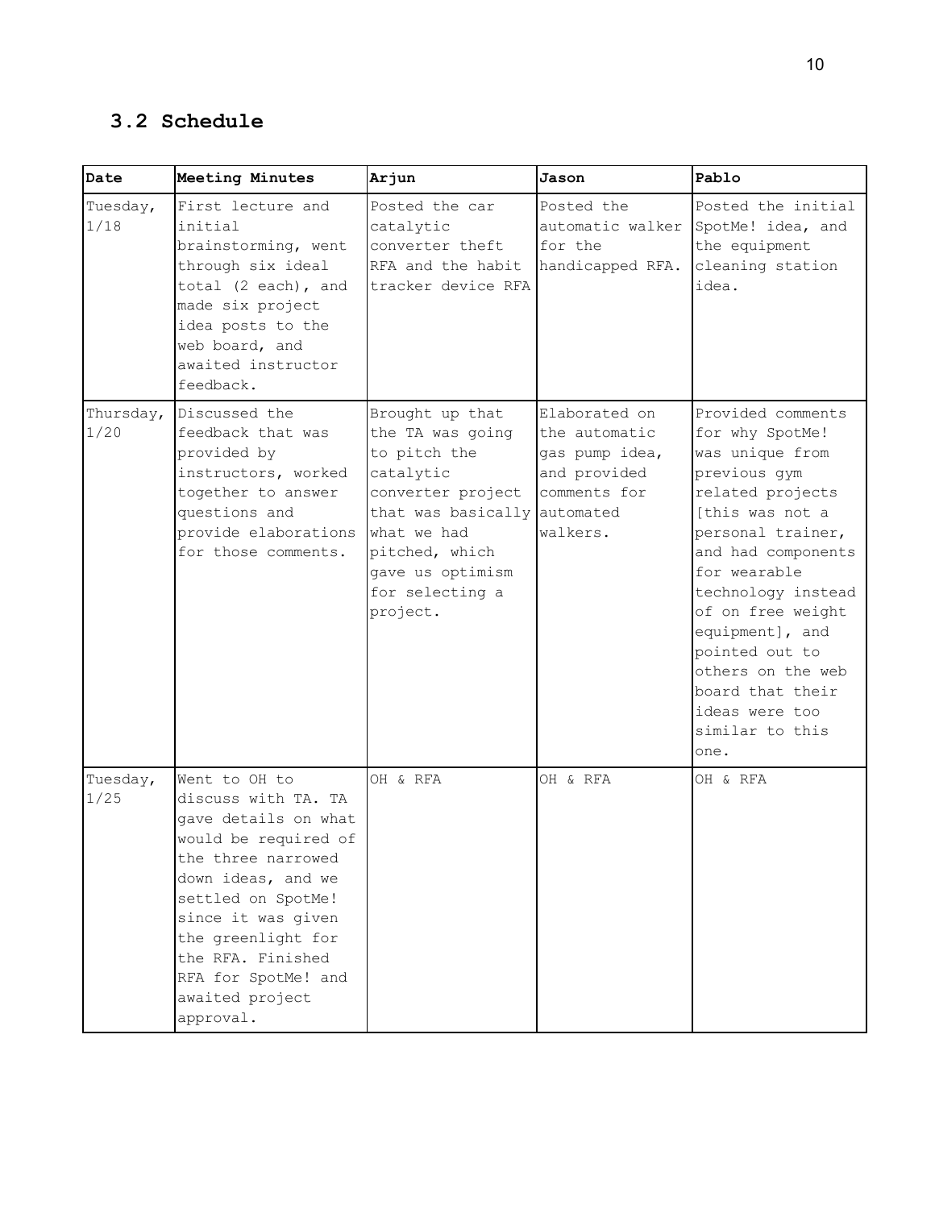## 3.2 Schedule

| Date | Meeting Minutes | Arjun | Jason | Pablo |
|---|---|---|---|---|
| Tuesday, 1/18 | First lecture and initial brainstorming, went through six ideal total (2 each), and made six project idea posts to the web board, and awaited instructor feedback. | Posted the car catalytic converter theft RFA and the habit tracker device RFA | Posted the automatic walker for the handicapped RFA. | Posted the initial SpotMe! idea, and the equipment cleaning station idea. |
| Thursday, 1/20 | Discussed the feedback that was provided by instructors, worked together to answer questions and provide elaborations for those comments. | Brought up that the TA was going to pitch the catalytic converter project that was basically what we had pitched, which gave us optimism for selecting a project. | Elaborated on the automatic gas pump idea, and provided comments for automated walkers. | Provided comments for why SpotMe! was unique from previous gym related projects [this was not a personal trainer, and had components for wearable technology instead of on free weight equipment], and pointed out to others on the web board that their ideas were too similar to this one. |
| Tuesday, 1/25 | Went to OH to discuss with TA. TA gave details on what would be required of the three narrowed down ideas, and we settled on SpotMe! since it was given the greenlight for the RFA. Finished RFA for SpotMe! and awaited project approval. | OH & RFA | OH & RFA | OH & RFA |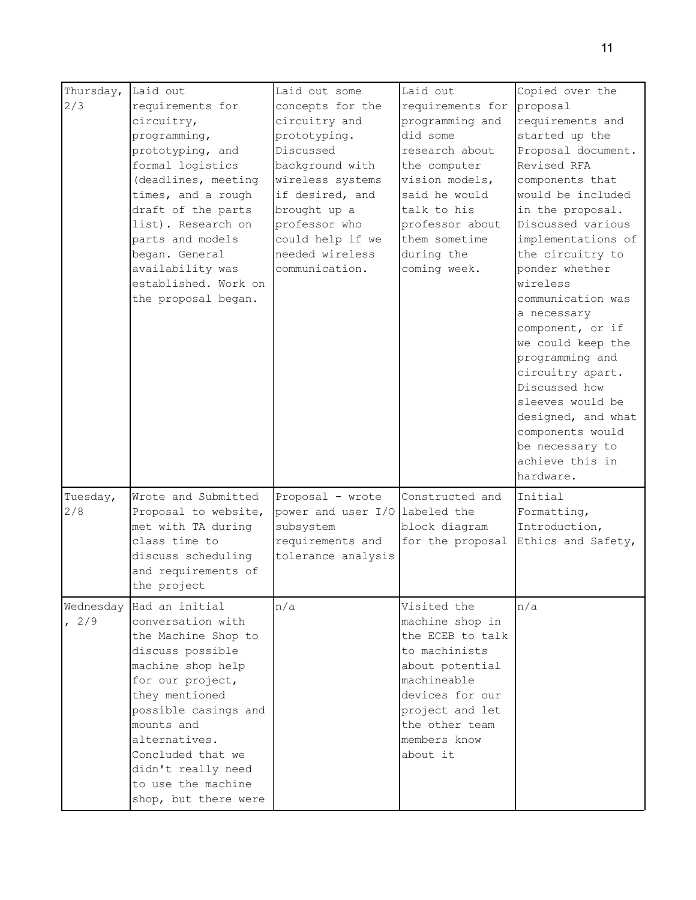| Thursday, 2/3 | Laid out requirements for circuitry, programming, prototyping, and formal logistics (deadlines, meeting times, and a rough draft of the parts list). Research on parts and models began. General availability was established. Work on the proposal began. | Laid out some concepts for the circuitry and prototyping. Discussed background with wireless systems if desired, and brought up a professor who could help if we needed wireless communication. | Laid out requirements for programming and did some research about the computer vision models, said he would talk to his professor about them sometime during the coming week. | Copied over the proposal requirements and started up the Proposal document. Revised RFA components that would be included in the proposal. Discussed various implementations of the circuitry to ponder whether wireless communication was a necessary component, or if we could keep the programming and circuitry apart. Discussed how sleeves would be designed, and what components would be necessary to achieve this in hardware. |
|---|---|---|---|---|
| Tuesday, 2/8 | Wrote and Submitted Proposal to website, met with TA during class time to discuss scheduling and requirements of the project | Proposal - wrote power and user I/O subsystem requirements and tolerance analysis | Constructed and labeled the block diagram for the proposal | Initial Formatting, Introduction, Ethics and Safety, |
| Wednesday, 2/9 | Had an initial conversation with the Machine Shop to discuss possible machine shop help for our project, they mentioned possible casings and mounts and alternatives. Concluded that we didn't really need to use the machine shop, but there were | n/a | Visited the machine shop in the ECEB to talk to machinists about potential machineable devices for our project and let the other team members know about it | n/a |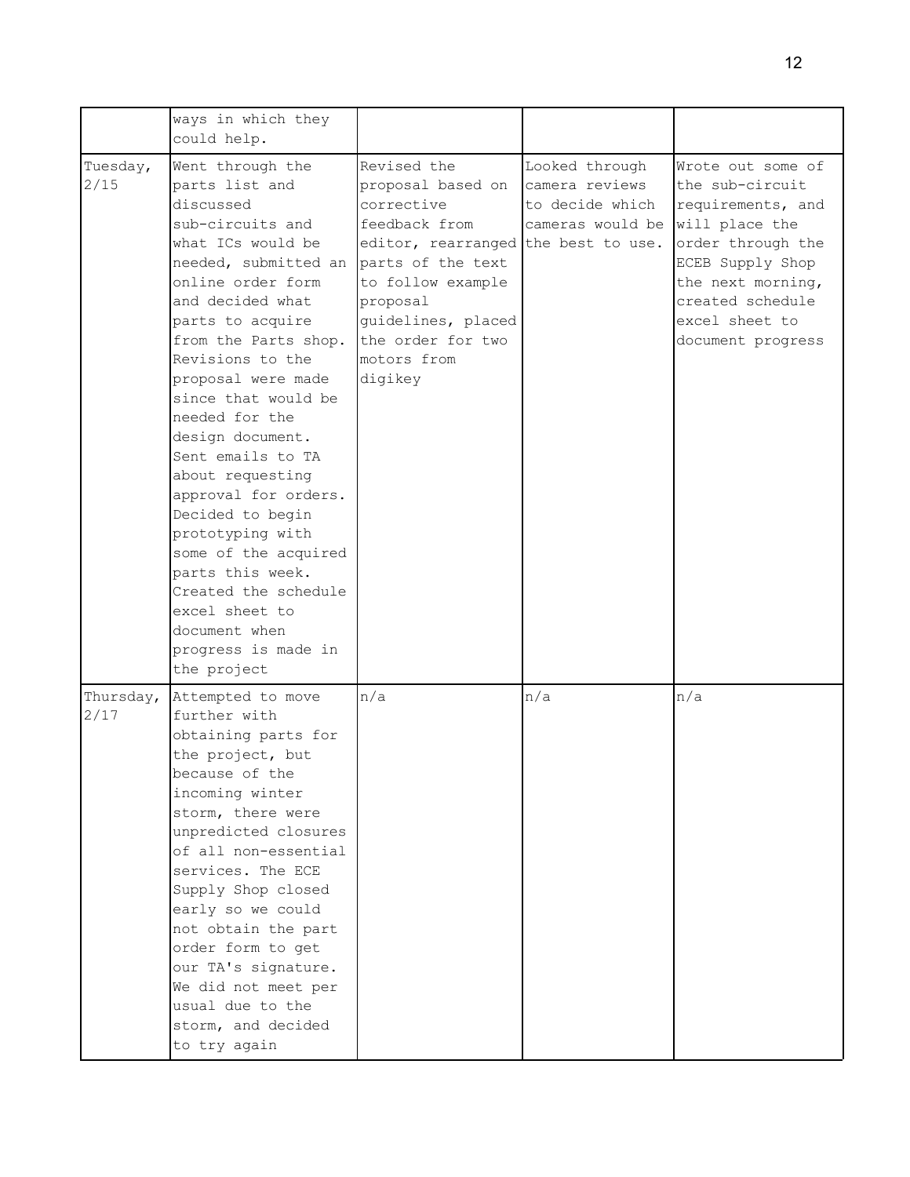| | | | | |
|---|---|---|---|---|
| | ways in which they could help. | | | |
| Tuesday, 2/15 | Went through the parts list and discussed sub-circuits and what ICs would be needed, submitted an online order form and decided what parts to acquire from the Parts shop. Revisions to the proposal were made since that would be needed for the design document. Sent emails to TA about requesting approval for orders. Decided to begin prototyping with some of the acquired parts this week. Created the schedule excel sheet to document when progress is made in the project | Revised the proposal based on corrective feedback from editor, rearranged parts of the text to follow example proposal guidelines, placed the order for two motors from digikey | Looked through camera reviews to decide which cameras would be the best to use. | Wrote out some of the sub-circuit requirements, and will place the order through the ECEB Supply Shop the next morning, created schedule excel sheet to document progress |
| Thursday, 2/17 | Attempted to move further with obtaining parts for the project, but because of the incoming winter storm, there were unpredicted closures of all non-essential services. The ECE Supply Shop closed early so we could not obtain the part order form to get our TA's signature. We did not meet per usual due to the storm, and decided to try again | n/a | n/a | n/a |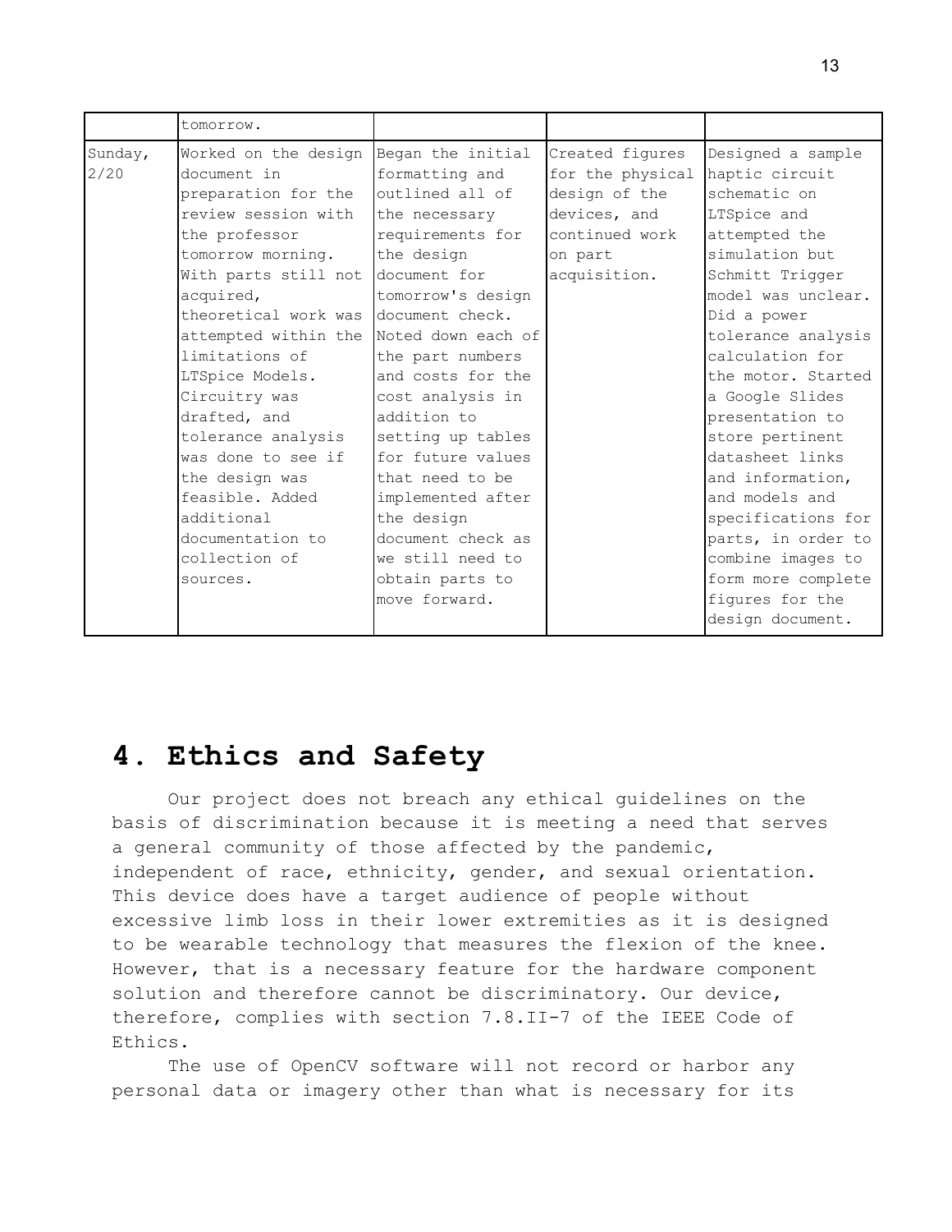| | | | | |
|---|---|---|---|---|
| | tomorrow. | | | |
| Sunday, 2/20 | Worked on the design document in preparation for the review session with the professor tomorrow morning. With parts still not acquired, theoretical work was attempted within the limitations of LTSpice Models. Circuitry was drafted, and tolerance analysis was done to see if the design was feasible. Added additional documentation to collection of sources. | Began the initial formatting and outlined all of the necessary requirements for the design document for tomorrow's design document check. Noted down each of the part numbers and costs for the cost analysis in addition to setting up tables for future values that need to be implemented after the design document check as we still need to obtain parts to move forward. | Created figures for the physical design of the devices, and continued work on part acquisition. | Designed a sample haptic circuit schematic on LTSpice and attempted the simulation but Schmitt Trigger model was unclear. Did a power tolerance analysis calculation for the motor. Started a Google Slides presentation to store pertinent datasheet links and information, and models and specifications for parts, in order to combine images to form more complete figures for the design document. |

# 4. Ethics and Safety

Our project does not breach any ethical guidelines on the basis of discrimination because it is meeting a need that serves a general community of those affected by the pandemic, independent of race, ethnicity, gender, and sexual orientation. This device does have a target audience of people without excessive limb loss in their lower extremities as it is designed to be wearable technology that measures the flexion of the knee. However, that is a necessary feature for the hardware component solution and therefore cannot be discriminatory. Our device, therefore, complies with section 7.8.II-7 of the IEEE Code of Ethics.

The use of OpenCV software will not record or harbor any personal data or imagery other than what is necessary for its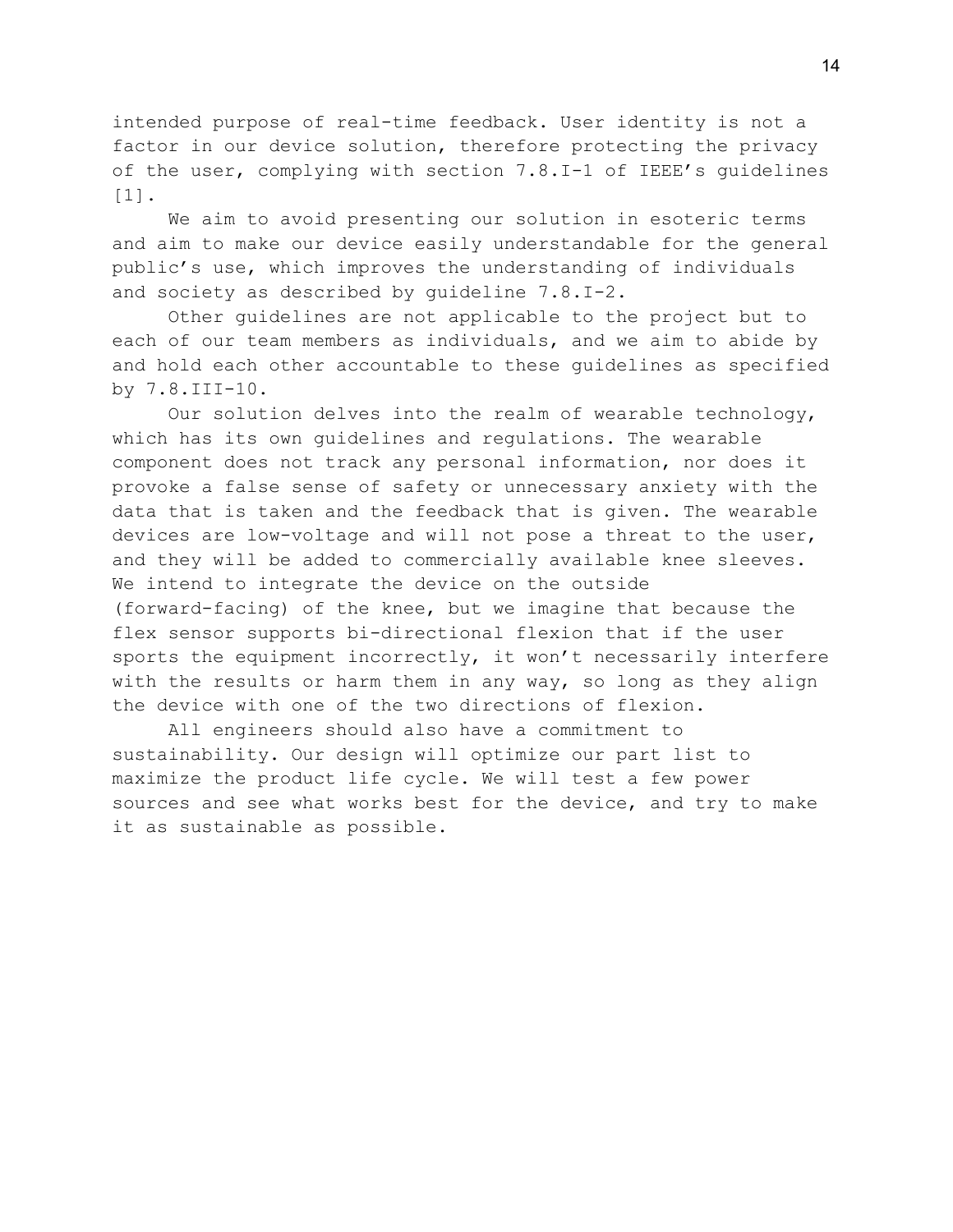intended purpose of real-time feedback. User identity is not a factor in our device solution, therefore protecting the privacy of the user, complying with section 7.8.I-1 of IEEE's guidelines [1].

We aim to avoid presenting our solution in esoteric terms and aim to make our device easily understandable for the general public's use, which improves the understanding of individuals and society as described by guideline 7.8.I-2.

Other guidelines are not applicable to the project but to each of our team members as individuals, and we aim to abide by and hold each other accountable to these guidelines as specified by 7.8.III-10.

Our solution delves into the realm of wearable technology, which has its own guidelines and regulations. The wearable component does not track any personal information, nor does it provoke a false sense of safety or unnecessary anxiety with the data that is taken and the feedback that is given. The wearable devices are low-voltage and will not pose a threat to the user, and they will be added to commercially available knee sleeves. We intend to integrate the device on the outside (forward-facing) of the knee, but we imagine that because the flex sensor supports bi-directional flexion that if the user sports the equipment incorrectly, it won't necessarily interfere with the results or harm them in any way, so long as they align the device with one of the two directions of flexion.

All engineers should also have a commitment to sustainability. Our design will optimize our part list to maximize the product life cycle. We will test a few power sources and see what works best for the device, and try to make it as sustainable as possible.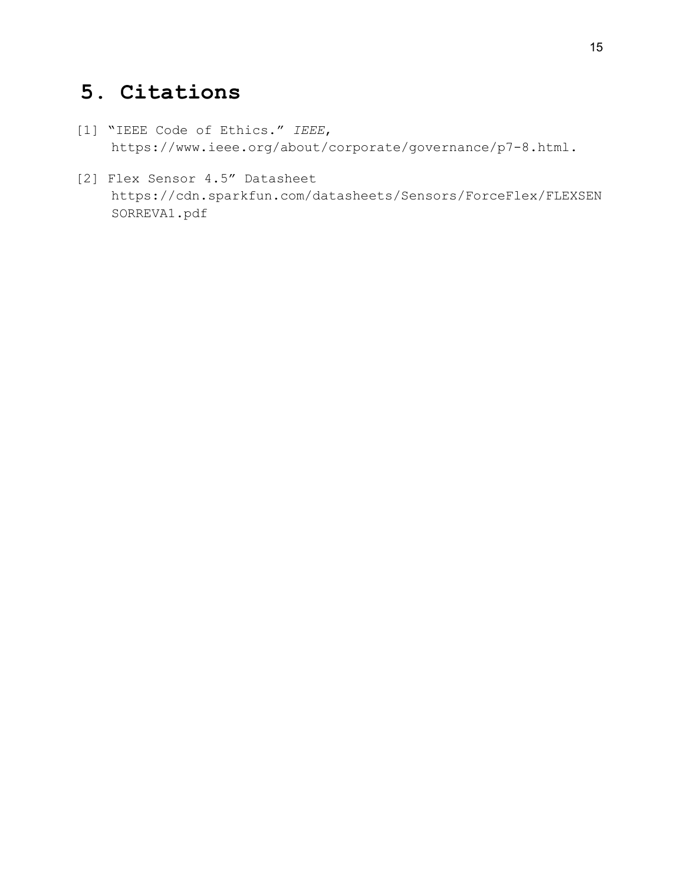# 5. Citations

[1] "IEEE Code of Ethics." *IEEE*, https://www.ieee.org/about/corporate/governance/p7-8.html.

[2] Flex Sensor 4.5" Datasheet https://cdn.sparkfun.com/datasheets/Sensors/ForceFlex/FLEXSENSORREVA1.pdf